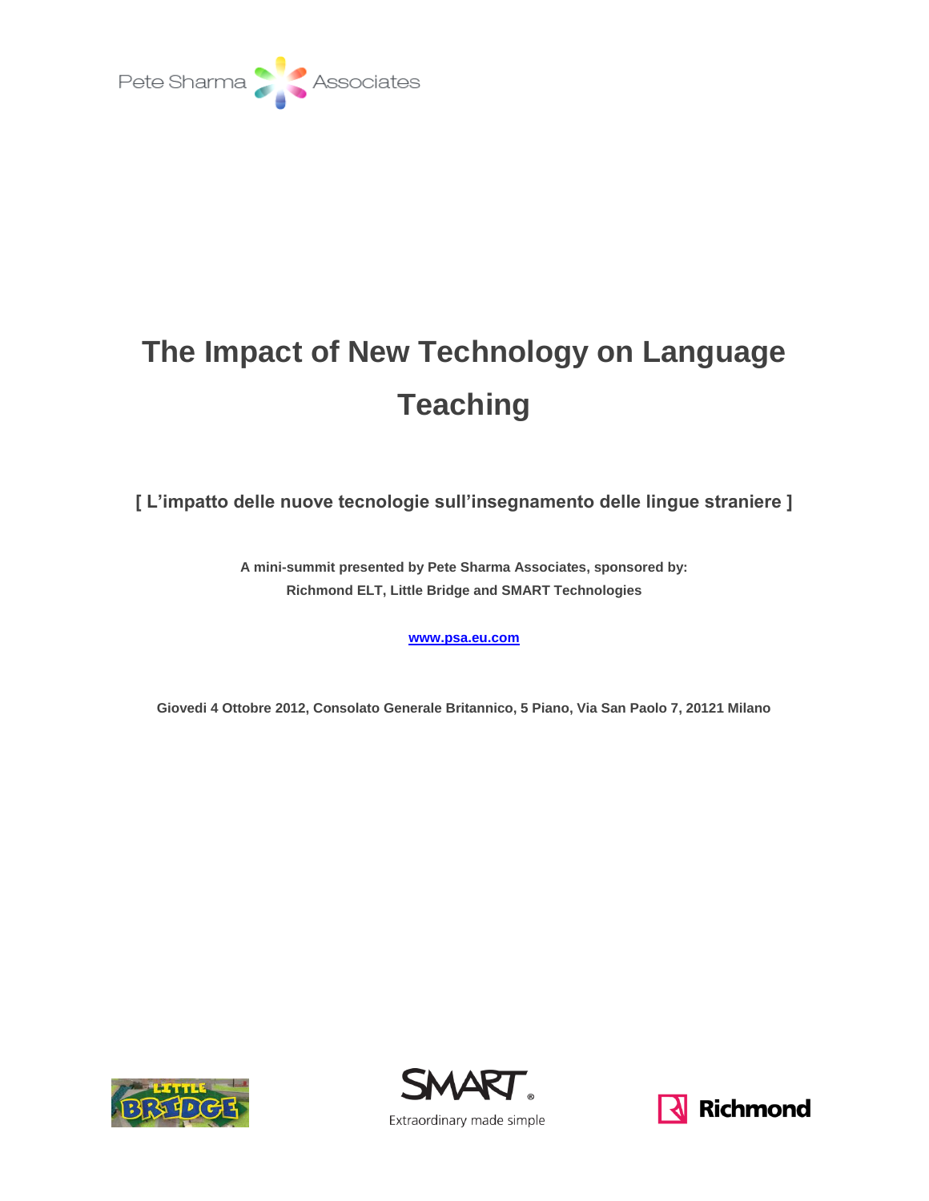Pete Sharma Associates

# The Impact of New Technology on Language Teaching

**[ L'impatto delle nuove tecnologie sull'insegnamento delle lingue straniere ]**

**A mini-summit presented by Pete Sharma Associates, sponsored by:**
**Richmond ELT, Little Bridge and SMART Technologies**

**[www.psa.eu.com](http://www.psa.eu.com)**

**Giovedi 4 Ottobre 2012, Consolato Generale Britannico, 5 Piano, Via San Paolo 7, 20121 Milano**

LITTLE BRIDGE

SMART® Extraordinary made simple

Richmond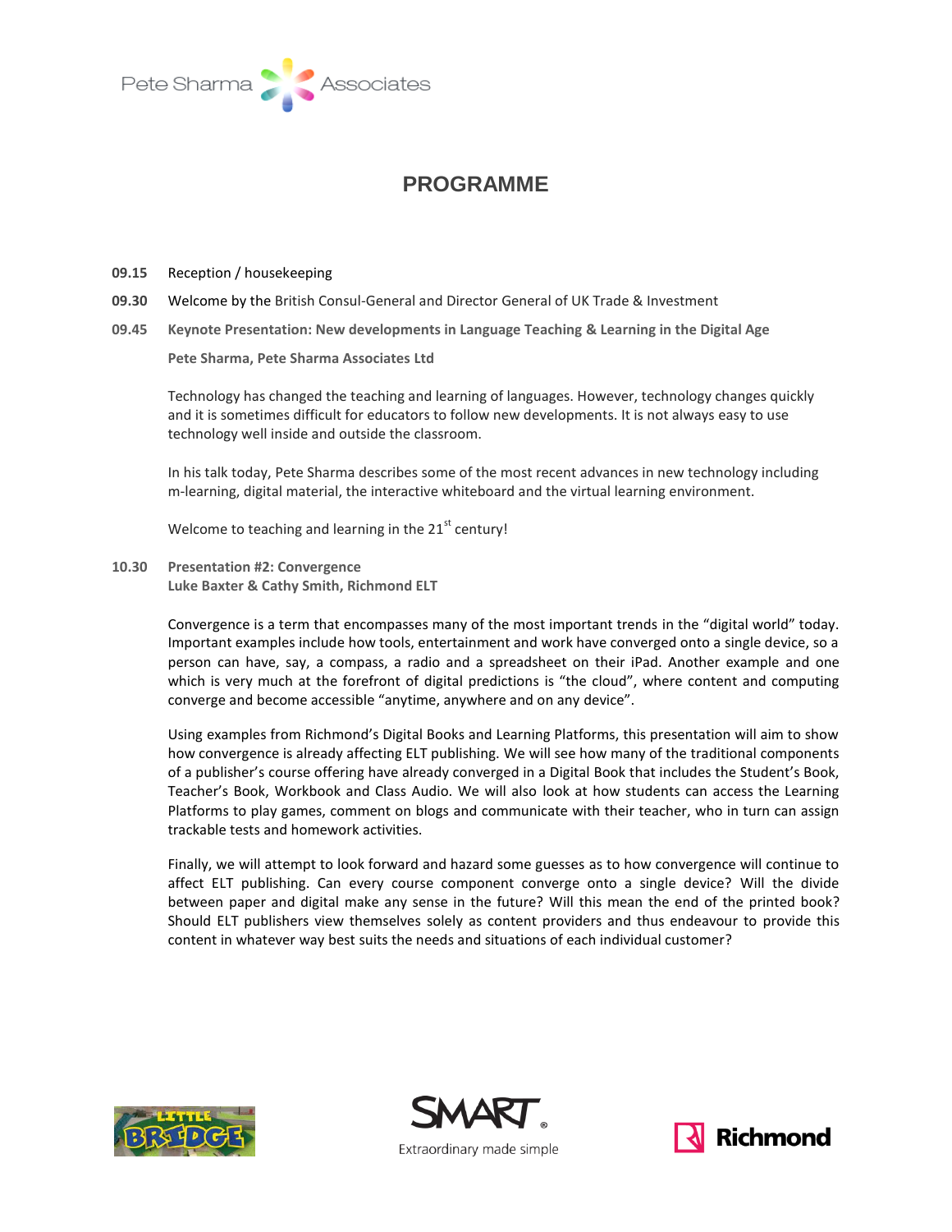# PROGRAMME

**09.15** Reception / housekeeping

**09.30** Welcome by the British Consul-General and Director General of UK Trade & Investment

**09.45** **Keynote Presentation: New developments in Language Teaching & Learning in the Digital Age**

**Pete Sharma, Pete Sharma Associates Ltd**

Technology has changed the teaching and learning of languages. However, technology changes quickly and it is sometimes difficult for educators to follow new developments. It is not always easy to use technology well inside and outside the classroom.

In his talk today, Pete Sharma describes some of the most recent advances in new technology including m-learning, digital material, the interactive whiteboard and the virtual learning environment.

Welcome to teaching and learning in the 21st century!

**10.30** **Presentation #2: Convergence**
**Luke Baxter & Cathy Smith, Richmond ELT**

Convergence is a term that encompasses many of the most important trends in the "digital world" today. Important examples include how tools, entertainment and work have converged onto a single device, so a person can have, say, a compass, a radio and a spreadsheet on their iPad. Another example and one which is very much at the forefront of digital predictions is "the cloud", where content and computing converge and become accessible "anytime, anywhere and on any device".

Using examples from Richmond's Digital Books and Learning Platforms, this presentation will aim to show how convergence is already affecting ELT publishing. We will see how many of the traditional components of a publisher's course offering have already converged in a Digital Book that includes the Student's Book, Teacher's Book, Workbook and Class Audio. We will also look at how students can access the Learning Platforms to play games, comment on blogs and communicate with their teacher, who in turn can assign trackable tests and homework activities.

Finally, we will attempt to look forward and hazard some guesses as to how convergence will continue to affect ELT publishing. Can every course component converge onto a single device? Will the divide between paper and digital make any sense in the future? Will this mean the end of the printed book? Should ELT publishers view themselves solely as content providers and thus endeavour to provide this content in whatever way best suits the needs and situations of each individual customer?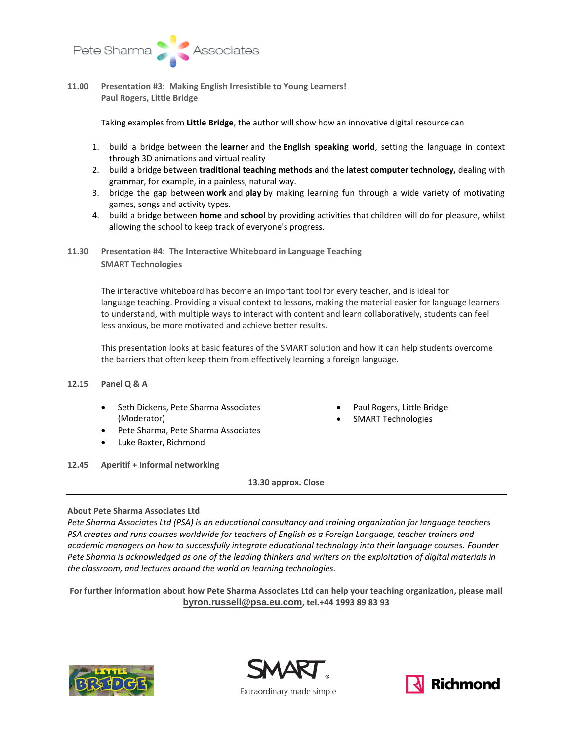**11.00 Presentation #3: Making English Irresistible to Young Learners!**
**Paul Rogers, Little Bridge**

Taking examples from **Little Bridge**, the author will show how an innovative digital resource can

1. build a bridge between the **learner** and the **English speaking world**, setting the language in context through 3D animations and virtual reality
2. build a bridge between **traditional teaching methods a**nd the **latest computer technology,** dealing with grammar, for example, in a painless, natural way.
3. bridge the gap between **work** and **play** by making learning fun through a wide variety of motivating games, songs and activity types.
4. build a bridge between **home** and **school** by providing activities that children will do for pleasure, whilst allowing the school to keep track of everyone's progress.

**11.30 Presentation #4: The Interactive Whiteboard in Language Teaching**
**SMART Technologies**

The interactive whiteboard has become an important tool for every teacher, and is ideal for language teaching. Providing a visual context to lessons, making the material easier for language learners to understand, with multiple ways to interact with content and learn collaboratively, students can feel less anxious, be more motivated and achieve better results.

This presentation looks at basic features of the SMART solution and how it can help students overcome the barriers that often keep them from effectively learning a foreign language.

**12.15 Panel Q & A**

- Seth Dickens, Pete Sharma Associates (Moderator)
- Pete Sharma, Pete Sharma Associates
- Luke Baxter, Richmond
- Paul Rogers, Little Bridge
- SMART Technologies

**12.45 Aperitif + Informal networking**

**13.30 approx. Close**

---

**About Pete Sharma Associates Ltd**
*Pete Sharma Associates Ltd (PSA) is an educational consultancy and training organization for language teachers. PSA creates and runs courses worldwide for teachers of English as a Foreign Language, teacher trainers and academic managers on how to successfully integrate educational technology into their language courses. Founder Pete Sharma is acknowledged as one of the leading thinkers and writers on the exploitation of digital materials in the classroom, and lectures around the world on learning technologies.*

**For further information about how Pete Sharma Associates Ltd can help your teaching organization, please mail byron.russell@psa.eu.com, tel.+44 1993 89 83 93**

SMART®
Extraordinary made simple

Richmond